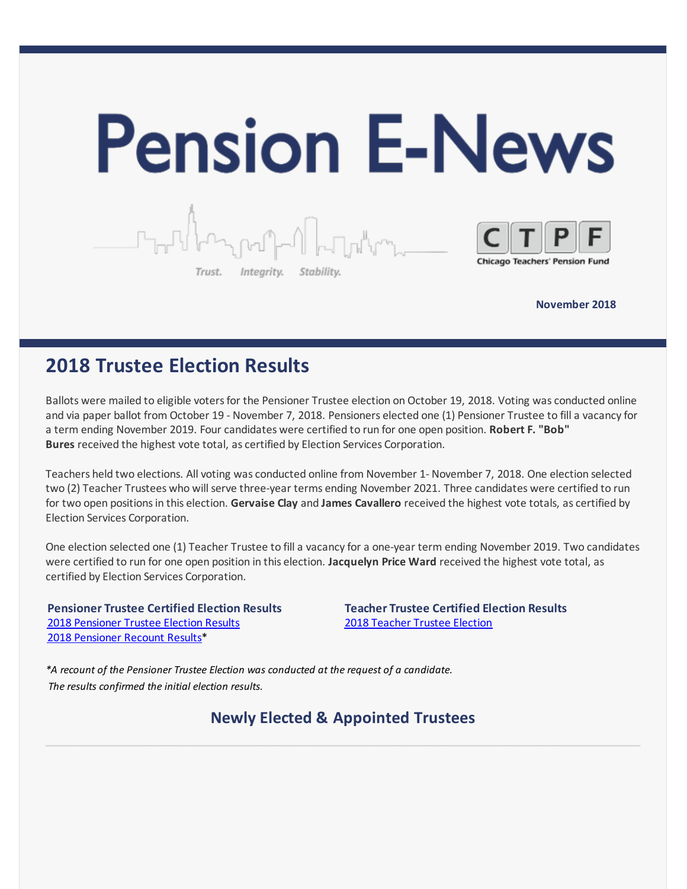# Pension E-News

Trust. Integrity. Stability.

CTPF
Chicago Teachers' Pension Fund

**November 2018**

## 2018 Trustee Election Results

Ballots were mailed to eligible voters for the Pensioner Trustee election on October 19, 2018. Voting was conducted online and via paper ballot from October 19 - November 7, 2018. Pensioners elected one (1) Pensioner Trustee to fill a vacancy for a term ending November 2019. Four candidates were certified to run for one open position. **Robert F. "Bob" Bures** received the highest vote total, as certified by Election Services Corporation.

Teachers held two elections. All voting was conducted online from November 1- November 7, 2018. One election selected two (2) Teacher Trustees who will serve three-year terms ending November 2021. Three candidates were certified to run for two open positions in this election. **Gervaise Clay** and **James Cavallero** received the highest vote totals, as certified by Election Services Corporation.

One election selected one (1) Teacher Trustee to fill a vacancy for a one-year term ending November 2019. Two candidates were certified to run for one open position in this election. **Jacquelyn Price Ward** received the highest vote total, as certified by Election Services Corporation.

**Pensioner Trustee Certified Election Results**
2018 Pensioner Trustee Election Results
2018 Pensioner Recount Results*

**Teacher Trustee Certified Election Results**
2018 Teacher Trustee Election

*\*A recount of the Pensioner Trustee Election was conducted at the request of a candidate. The results confirmed the initial election results.*

### Newly Elected & Appointed Trustees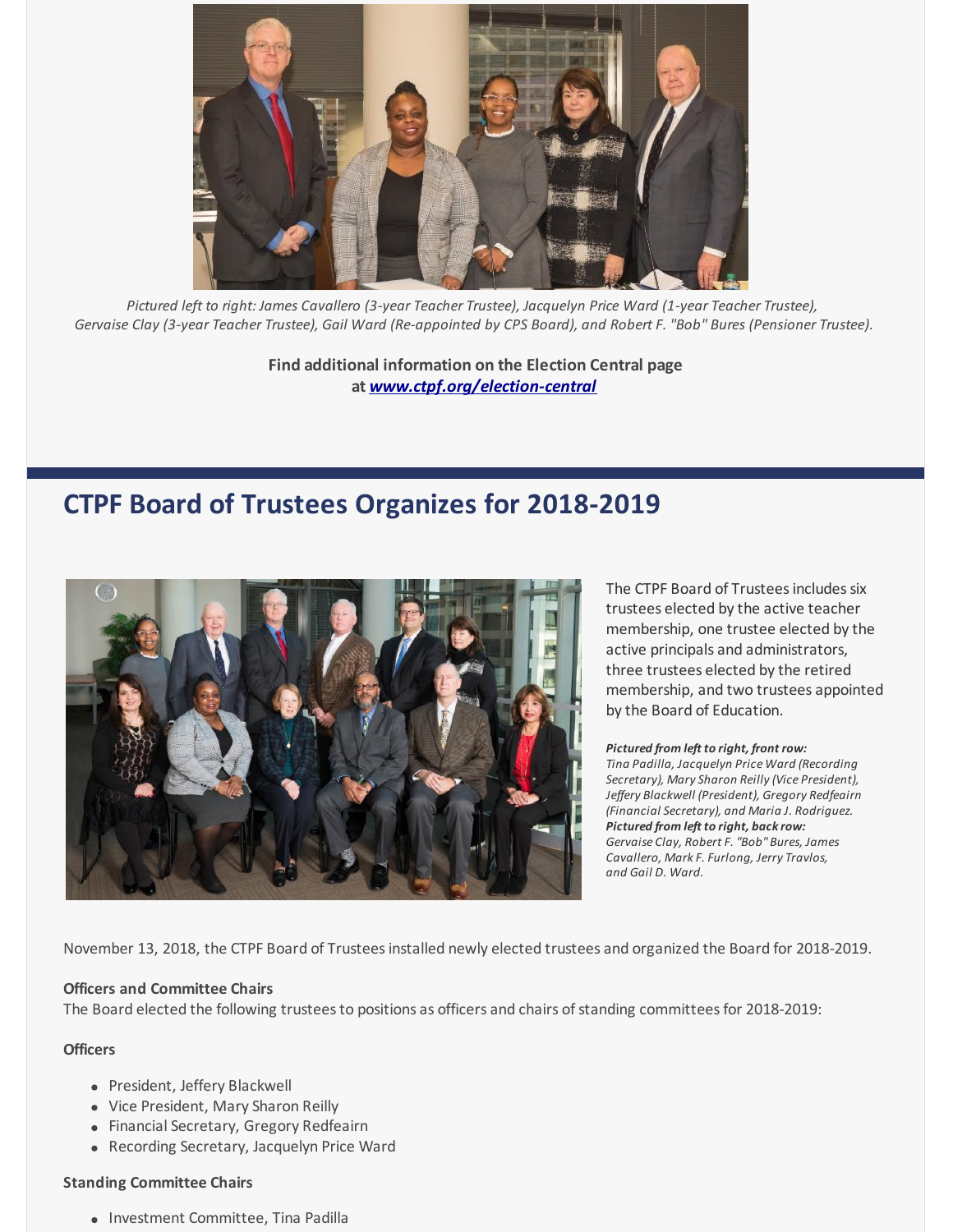*Pictured left to right: James Cavallero (3-year Teacher Trustee), Jacquelyn Price Ward (1-year Teacher Trustee), Gervaise Clay (3-year Teacher Trustee), Gail Ward (Re-appointed by CPS Board), and Robert F. "Bob" Bures (Pensioner Trustee).*

**Find additional information on the Election Central page at *www.ctpf.org/election-central***

## CTPF Board of Trustees Organizes for 2018-2019

The CTPF Board of Trustees includes six trustees elected by the active teacher membership, one trustee elected by the active principals and administrators, three trustees elected by the retired membership, and two trustees appointed by the Board of Education.

***Pictured from left to right, front row:***
*Tina Padilla, Jacquelyn Price Ward (Recording Secretary), Mary Sharon Reilly (Vice President), Jeffery Blackwell (President), Gregory Redfeairn (Financial Secretary), and Maria J. Rodriguez.*
***Pictured from left to right, back row:***
*Gervaise Clay, Robert F. "Bob" Bures, James Cavallero, Mark F. Furlong, Jerry Travlos, and Gail D. Ward.*

November 13, 2018, the CTPF Board of Trustees installed newly elected trustees and organized the Board for 2018-2019.

**Officers and Committee Chairs**
The Board elected the following trustees to positions as officers and chairs of standing committees for 2018-2019:

**Officers**

- President, Jeffery Blackwell
- Vice President, Mary Sharon Reilly
- Financial Secretary, Gregory Redfeairn
- Recording Secretary, Jacquelyn Price Ward

**Standing Committee Chairs**

- Investment Committee, Tina Padilla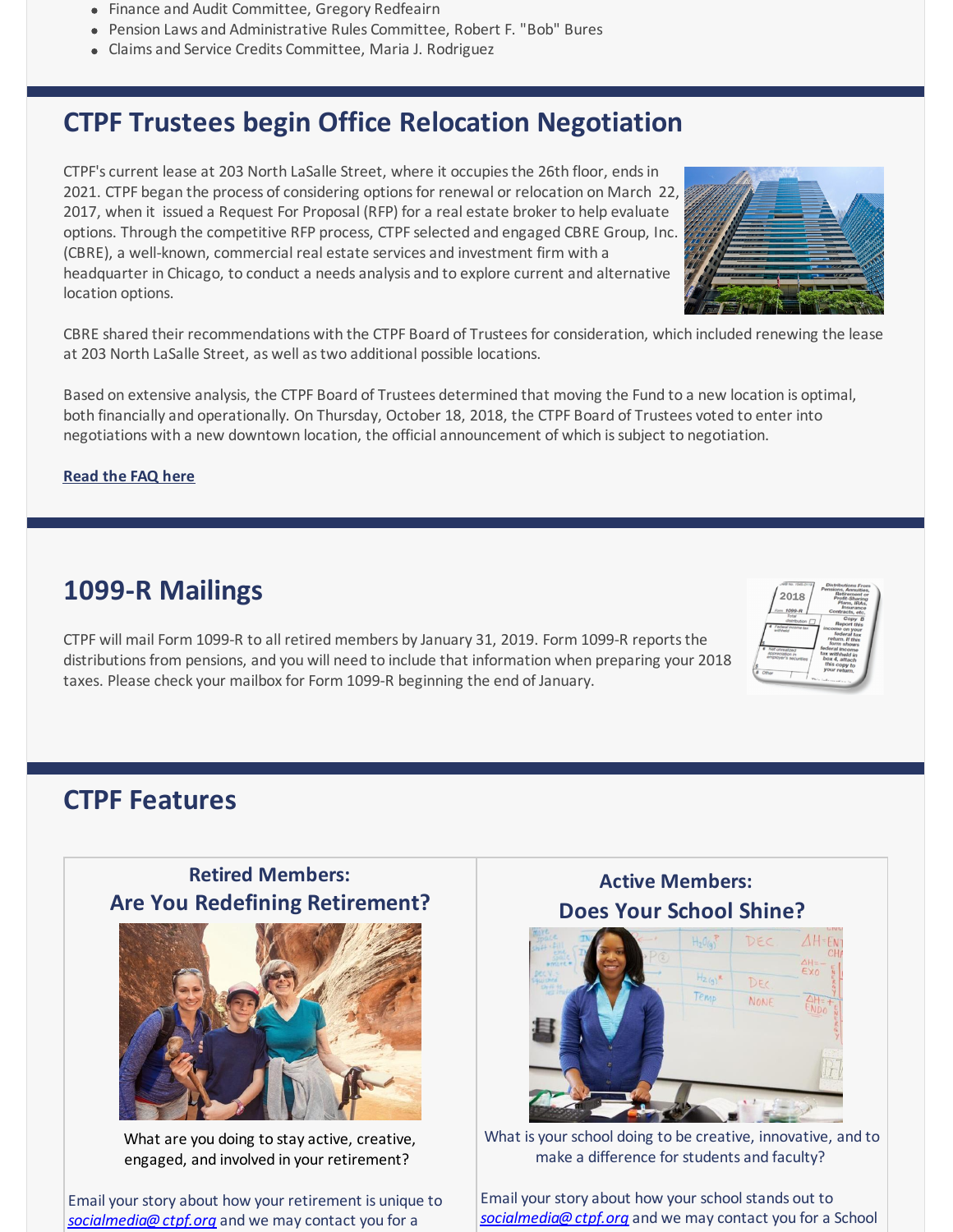- Finance and Audit Committee, Gregory Redfeairn
- Pension Laws and Administrative Rules Committee, Robert F. "Bob" Bures
- Claims and Service Credits Committee, Maria J. Rodriguez

## CTPF Trustees begin Office Relocation Negotiation

CTPF's current lease at 203 North LaSalle Street, where it occupies the 26th floor, ends in 2021. CTPF began the process of considering options for renewal or relocation on March 22, 2017, when it issued a Request For Proposal (RFP) for a real estate broker to help evaluate options. Through the competitive RFP process, CTPF selected and engaged CBRE Group, Inc. (CBRE), a well-known, commercial real estate services and investment firm with a headquarter in Chicago, to conduct a needs analysis and to explore current and alternative location options.

CBRE shared their recommendations with the CTPF Board of Trustees for consideration, which included renewing the lease at 203 North LaSalle Street, as well as two additional possible locations.

Based on extensive analysis, the CTPF Board of Trustees determined that moving the Fund to a new location is optimal, both financially and operationally. On Thursday, October 18, 2018, the CTPF Board of Trustees voted to enter into negotiations with a new downtown location, the official announcement of which is subject to negotiation.

**Read the FAQ here**

## 1099-R Mailings

CTPF will mail Form 1099-R to all retired members by January 31, 2019. Form 1099-R reports the distributions from pensions, and you will need to include that information when preparing your 2018 taxes. Please check your mailbox for Form 1099-R beginning the end of January.

## CTPF Features

### Retired Members: Are You Redefining Retirement?

What are you doing to stay active, creative, engaged, and involved in your retirement?

Email your story about how your retirement is unique to *socialmedia@ctpf.org* and we may contact you for a

### Active Members: Does Your School Shine?

What is your school doing to be creative, innovative, and to make a difference for students and faculty?

Email your story about how your school stands out to *socialmedia@ctpf.org* and we may contact you for a School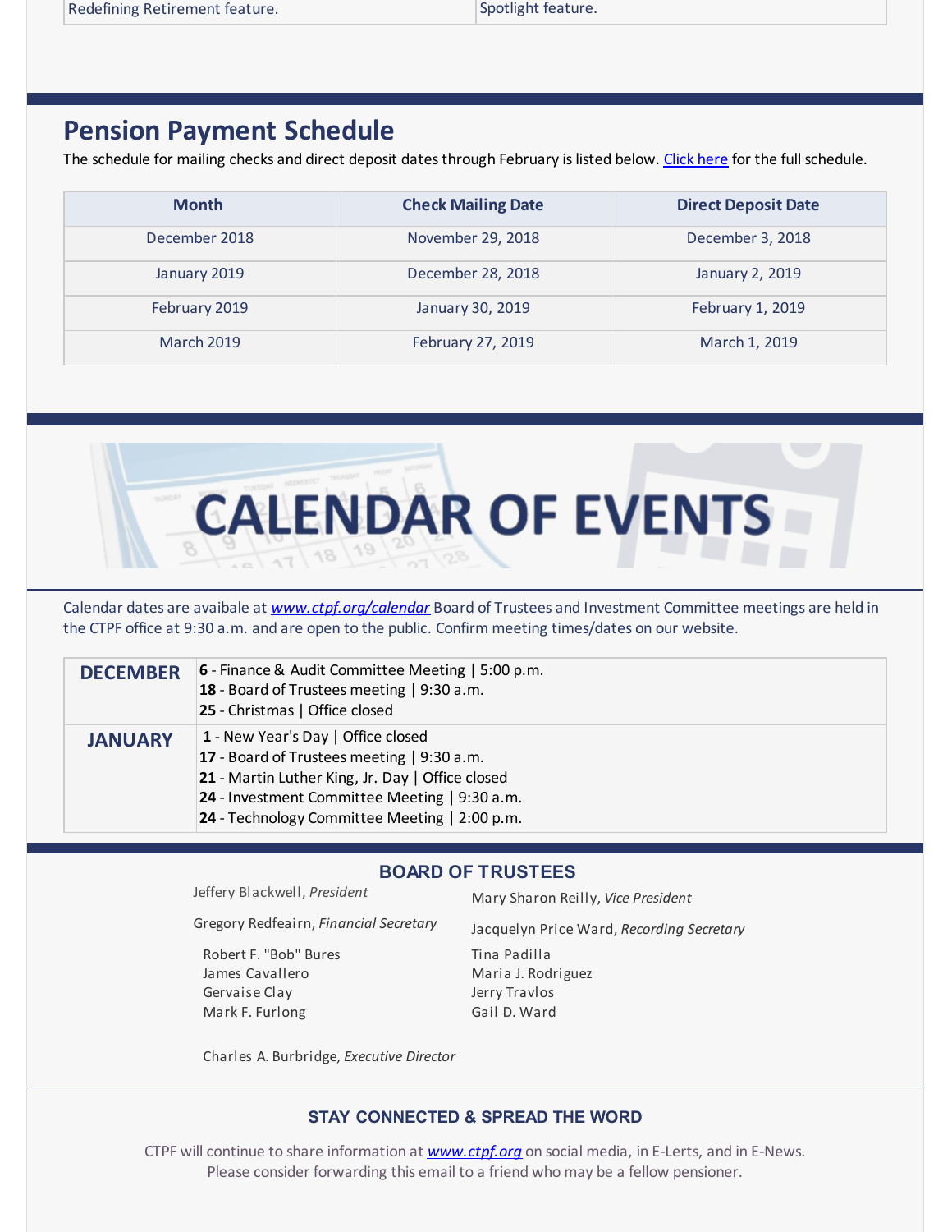| Redefining Retirement feature. | Spotlight feature. |
|---|---|

## Pension Payment Schedule

The schedule for mailing checks and direct deposit dates through February is listed below. [Click here] for the full schedule.

| Month | Check Mailing Date | Direct Deposit Date |
|---|---|---|
| December 2018 | November 29, 2018 | December 3, 2018 |
| January 2019 | December 28, 2018 | January 2, 2019 |
| February 2019 | January 30, 2019 | February 1, 2019 |
| March 2019 | February 27, 2019 | March 1, 2019 |

## CALENDAR OF EVENTS

Calendar dates are avaibale at *www.ctpf.org/calendar* Board of Trustees and Investment Committee meetings are held in the CTPF office at 9:30 a.m. and are open to the public. Confirm meeting times/dates on our website.

| | |
|---|---|
| **DECEMBER** | **6** - Finance & Audit Committee Meeting \| 5:00 p.m.<br>**18** - Board of Trustees meeting \| 9:30 a.m.<br>**25** - Christmas \| Office closed |
| **JANUARY** | **1** - New Year's Day \| Office closed<br>**17** - Board of Trustees meeting \| 9:30 a.m.<br>**21** - Martin Luther King, Jr. Day \| Office closed<br>**24** - Investment Committee Meeting \| 9:30 a.m.<br>**24** - Technology Committee Meeting \| 2:00 p.m. |

### BOARD OF TRUSTEES

Jeffery Blackwell, *President*

Mary Sharon Reilly, *Vice President*

Gregory Redfeairn, *Financial Secretary*

Jacquelyn Price Ward, *Recording Secretary*

Robert F. "Bob" Bures
James Cavallero
Gervaise Clay
Mark F. Furlong

Tina Padilla
Maria J. Rodriguez
Jerry Travlos
Gail D. Ward

Charles A. Burbridge, *Executive Director*

### STAY CONNECTED & SPREAD THE WORD

CTPF will continue to share information at *www.ctpf.org* on social media, in E-Lerts, and in E-News.
Please consider forwarding this email to a friend who may be a fellow pensioner.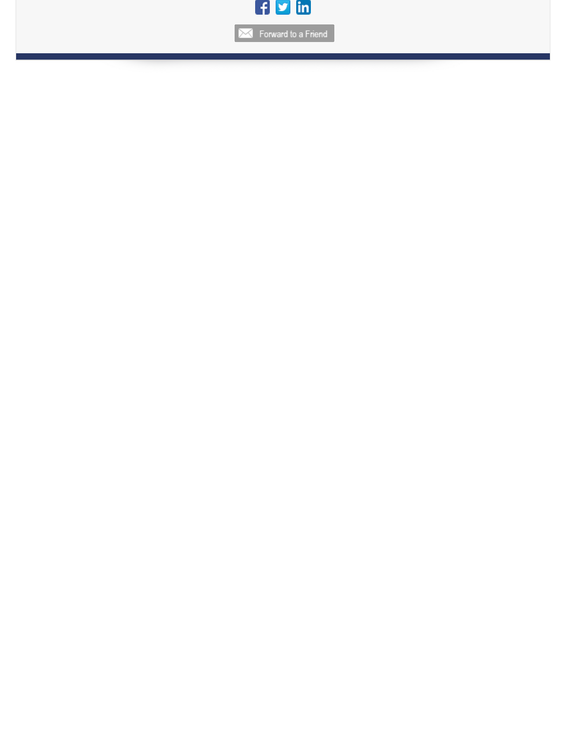Forward to a Friend